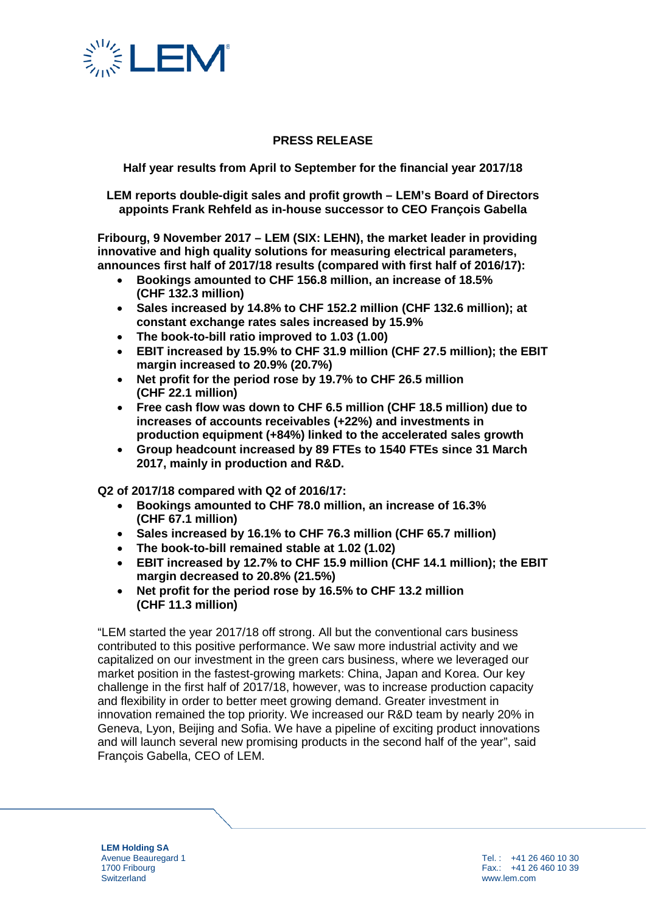**PRESS RELEASE**

**Half year results from April to September for the financial year 2017/18**

**LEM reports double-digit sales and profit growth – LEM's Board of Directors appoints Frank Rehfeld as in-house successor to CEO François Gabella**

**Fribourg, 9 November 2017 – LEM (SIX: LEHN), the market leader in providing innovative and high quality solutions for measuring electrical parameters, announces first half of 2017/18 results (compared with first half of 2016/17):**

- **Bookings amounted to CHF 156.8 million, an increase of 18.5% (CHF 132.3 million)**
- **Sales increased by 14.8% to CHF 152.2 million (CHF 132.6 million); at constant exchange rates sales increased by 15.9%**
- **The book-to-bill ratio improved to 1.03 (1.00)**
- **EBIT increased by 15.9% to CHF 31.9 million (CHF 27.5 million); the EBIT margin increased to 20.9% (20.7%)**
- **Net profit for the period rose by 19.7% to CHF 26.5 million (CHF 22.1 million)**
- **Free cash flow was down to CHF 6.5 million (CHF 18.5 million) due to increases of accounts receivables (+22%) and investments in production equipment (+84%) linked to the accelerated sales growth**
- **Group headcount increased by 89 FTEs to 1540 FTEs since 31 March 2017, mainly in production and R&D.**

**Q2 of 2017/18 compared with Q2 of 2016/17:**

- **Bookings amounted to CHF 78.0 million, an increase of 16.3% (CHF 67.1 million)**
- **Sales increased by 16.1% to CHF 76.3 million (CHF 65.7 million)**
- **The book-to-bill remained stable at 1.02 (1.02)**
- **EBIT increased by 12.7% to CHF 15.9 million (CHF 14.1 million); the EBIT margin decreased to 20.8% (21.5%)**
- **Net profit for the period rose by 16.5% to CHF 13.2 million (CHF 11.3 million)**

"LEM started the year 2017/18 off strong. All but the conventional cars business contributed to this positive performance. We saw more industrial activity and we capitalized on our investment in the green cars business, where we leveraged our market position in the fastest-growing markets: China, Japan and Korea. Our key challenge in the first half of 2017/18, however, was to increase production capacity and flexibility in order to better meet growing demand. Greater investment in innovation remained the top priority. We increased our R&D team by nearly 20% in Geneva, Lyon, Beijing and Sofia. We have a pipeline of exciting product innovations and will launch several new promising products in the second half of the year", said François Gabella, CEO of LEM.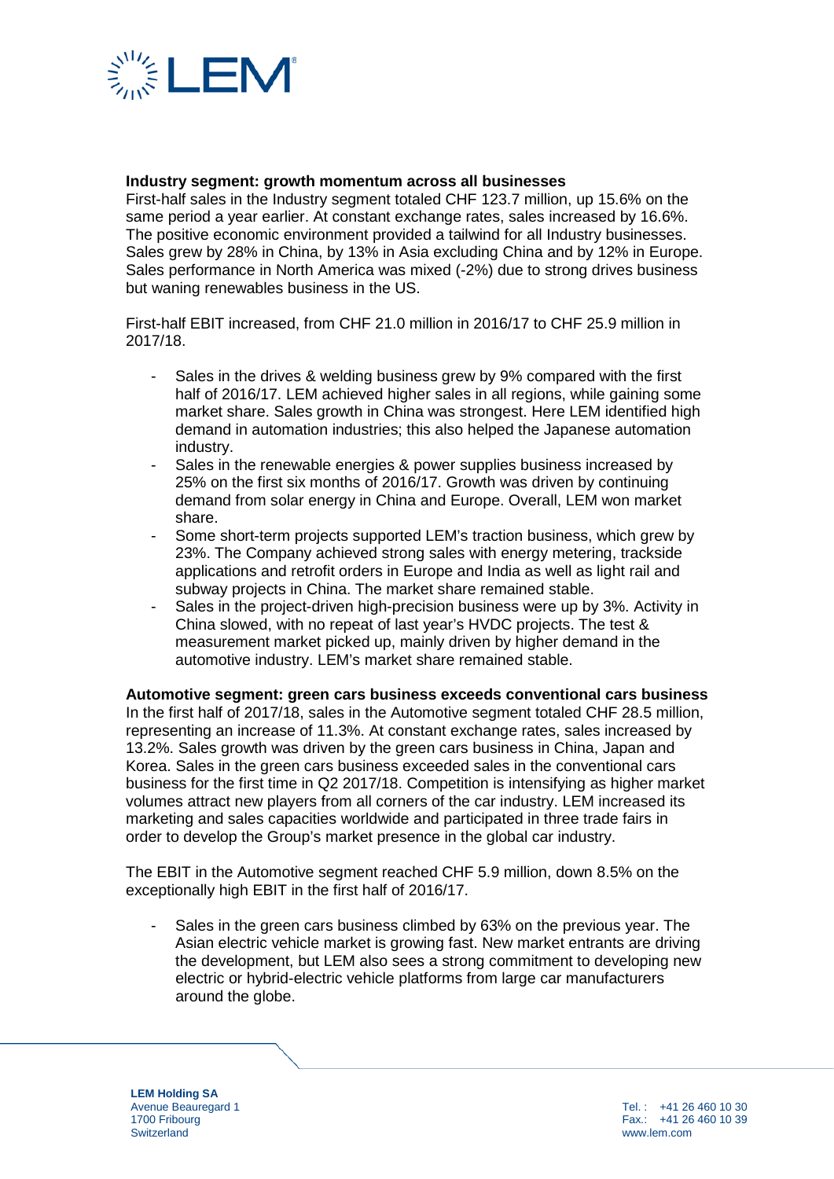**Industry segment: growth momentum across all businesses**
First-half sales in the Industry segment totaled CHF 123.7 million, up 15.6% on the same period a year earlier. At constant exchange rates, sales increased by 16.6%. The positive economic environment provided a tailwind for all Industry businesses. Sales grew by 28% in China, by 13% in Asia excluding China and by 12% in Europe. Sales performance in North America was mixed (-2%) due to strong drives business but waning renewables business in the US.

First-half EBIT increased, from CHF 21.0 million in 2016/17 to CHF 25.9 million in 2017/18.

- Sales in the drives & welding business grew by 9% compared with the first half of 2016/17. LEM achieved higher sales in all regions, while gaining some market share. Sales growth in China was strongest. Here LEM identified high demand in automation industries; this also helped the Japanese automation industry.
- Sales in the renewable energies & power supplies business increased by 25% on the first six months of 2016/17. Growth was driven by continuing demand from solar energy in China and Europe. Overall, LEM won market share.
- Some short-term projects supported LEM's traction business, which grew by 23%. The Company achieved strong sales with energy metering, trackside applications and retrofit orders in Europe and India as well as light rail and subway projects in China. The market share remained stable.
- Sales in the project-driven high-precision business were up by 3%. Activity in China slowed, with no repeat of last year's HVDC projects. The test & measurement market picked up, mainly driven by higher demand in the automotive industry. LEM's market share remained stable.

**Automotive segment: green cars business exceeds conventional cars business**
In the first half of 2017/18, sales in the Automotive segment totaled CHF 28.5 million, representing an increase of 11.3%. At constant exchange rates, sales increased by 13.2%. Sales growth was driven by the green cars business in China, Japan and Korea. Sales in the green cars business exceeded sales in the conventional cars business for the first time in Q2 2017/18. Competition is intensifying as higher market volumes attract new players from all corners of the car industry. LEM increased its marketing and sales capacities worldwide and participated in three trade fairs in order to develop the Group's market presence in the global car industry.

The EBIT in the Automotive segment reached CHF 5.9 million, down 8.5% on the exceptionally high EBIT in the first half of 2016/17.

- Sales in the green cars business climbed by 63% on the previous year. The Asian electric vehicle market is growing fast. New market entrants are driving the development, but LEM also sees a strong commitment to developing new electric or hybrid-electric vehicle platforms from large car manufacturers around the globe.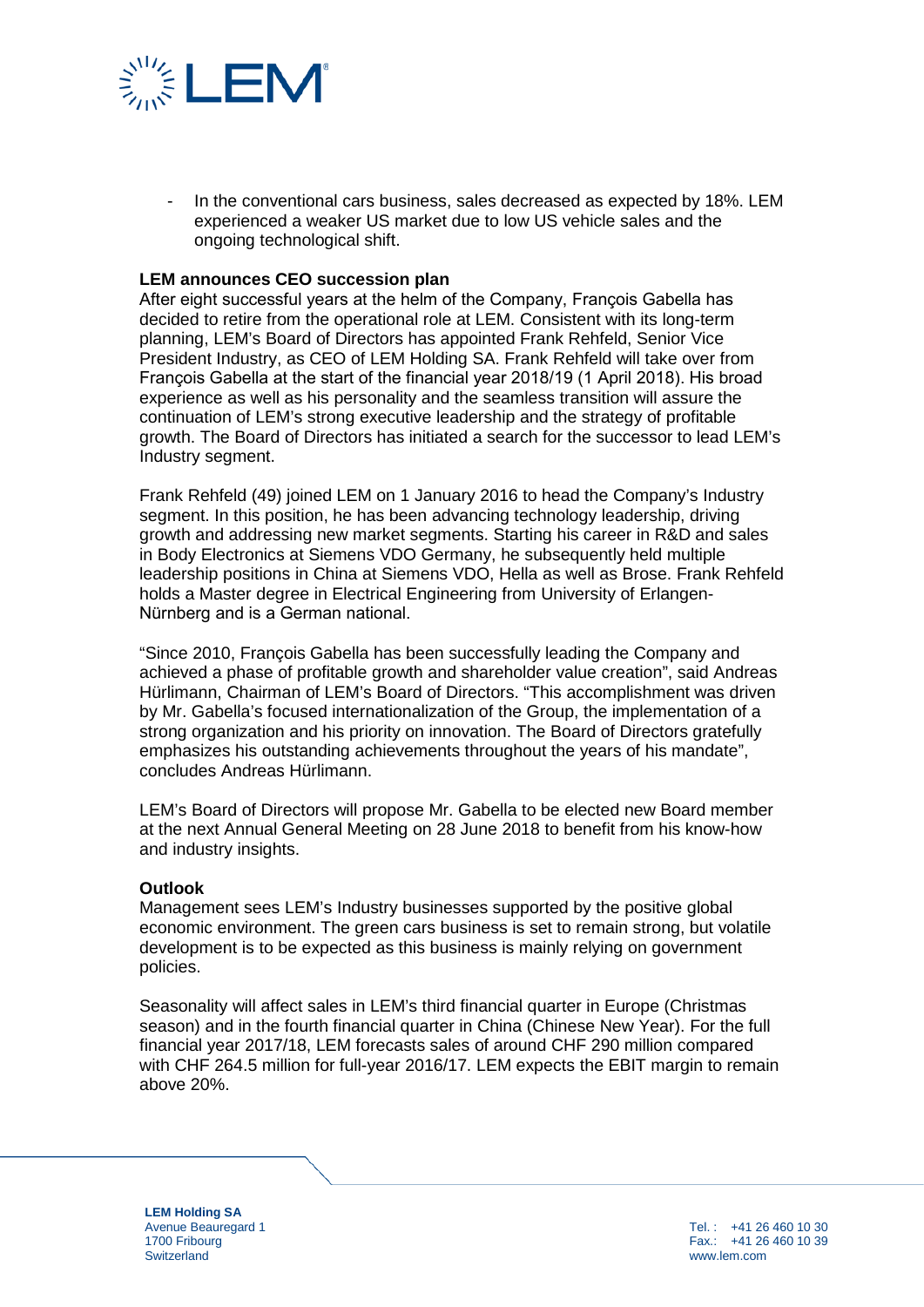- In the conventional cars business, sales decreased as expected by 18%. LEM experienced a weaker US market due to low US vehicle sales and the ongoing technological shift.

**LEM announces CEO succession plan**

After eight successful years at the helm of the Company, François Gabella has decided to retire from the operational role at LEM. Consistent with its long-term planning, LEM's Board of Directors has appointed Frank Rehfeld, Senior Vice President Industry, as CEO of LEM Holding SA. Frank Rehfeld will take over from François Gabella at the start of the financial year 2018/19 (1 April 2018). His broad experience as well as his personality and the seamless transition will assure the continuation of LEM's strong executive leadership and the strategy of profitable growth. The Board of Directors has initiated a search for the successor to lead LEM's Industry segment.

Frank Rehfeld (49) joined LEM on 1 January 2016 to head the Company's Industry segment. In this position, he has been advancing technology leadership, driving growth and addressing new market segments. Starting his career in R&D and sales in Body Electronics at Siemens VDO Germany, he subsequently held multiple leadership positions in China at Siemens VDO, Hella as well as Brose. Frank Rehfeld holds a Master degree in Electrical Engineering from University of Erlangen-Nürnberg and is a German national.

"Since 2010, François Gabella has been successfully leading the Company and achieved a phase of profitable growth and shareholder value creation", said Andreas Hürlimann, Chairman of LEM's Board of Directors. "This accomplishment was driven by Mr. Gabella's focused internationalization of the Group, the implementation of a strong organization and his priority on innovation. The Board of Directors gratefully emphasizes his outstanding achievements throughout the years of his mandate", concludes Andreas Hürlimann.

LEM's Board of Directors will propose Mr. Gabella to be elected new Board member at the next Annual General Meeting on 28 June 2018 to benefit from his know-how and industry insights.

**Outlook**

Management sees LEM's Industry businesses supported by the positive global economic environment. The green cars business is set to remain strong, but volatile development is to be expected as this business is mainly relying on government policies.

Seasonality will affect sales in LEM's third financial quarter in Europe (Christmas season) and in the fourth financial quarter in China (Chinese New Year). For the full financial year 2017/18, LEM forecasts sales of around CHF 290 million compared with CHF 264.5 million for full-year 2016/17. LEM expects the EBIT margin to remain above 20%.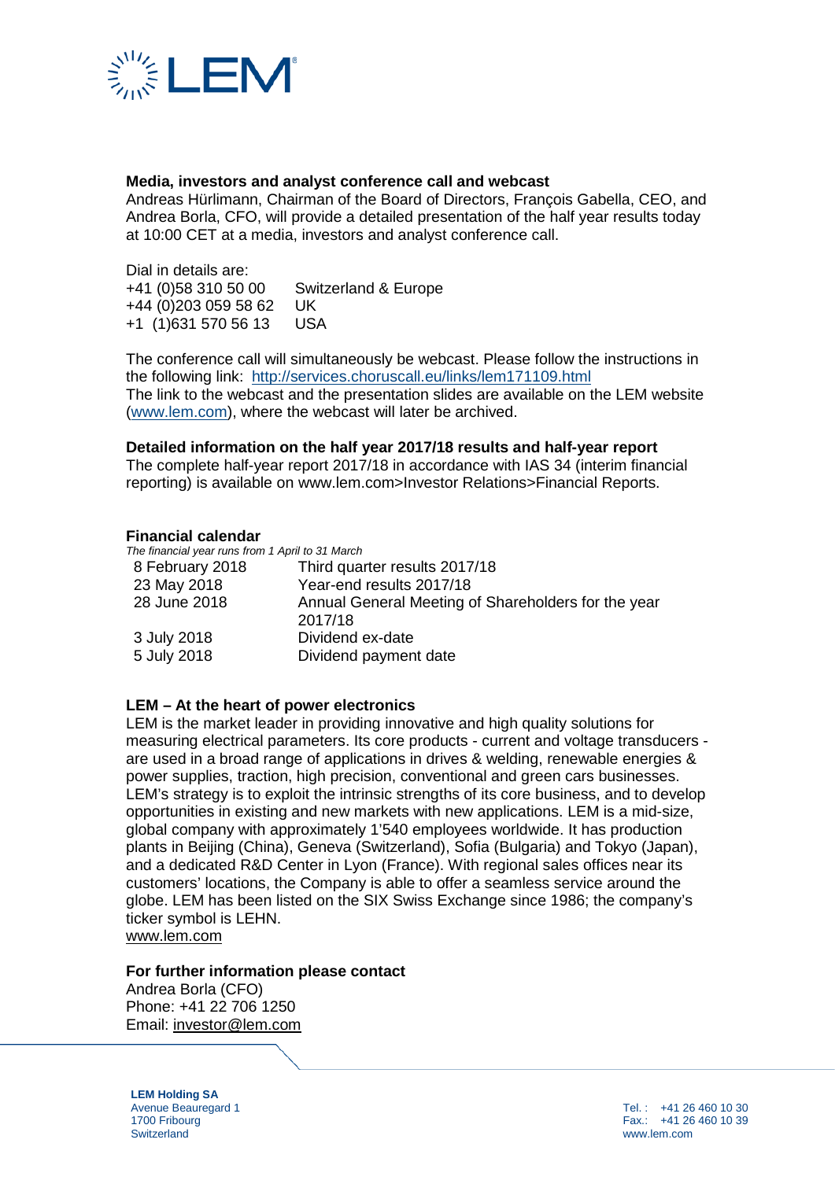**Media, investors and analyst conference call and webcast**

Andreas Hürlimann, Chairman of the Board of Directors, François Gabella, CEO, and Andrea Borla, CFO, will provide a detailed presentation of the half year results today at 10:00 CET at a media, investors and analyst conference call.

Dial in details are:

| | |
|---|---|
| +41 (0)58 310 50 00 | Switzerland & Europe |
| +44 (0)203 059 58 62 | UK |
| +1 (1)631 570 56 13 | USA |

The conference call will simultaneously be webcast. Please follow the instructions in the following link: http://services.choruscall.eu/links/lem171109.html

The link to the webcast and the presentation slides are available on the LEM website (www.lem.com), where the webcast will later be archived.

**Detailed information on the half year 2017/18 results and half-year report**

The complete half-year report 2017/18 in accordance with IAS 34 (interim financial reporting) is available on www.lem.com>Investor Relations>Financial Reports.

**Financial calendar**

*The financial year runs from 1 April to 31 March*

| | |
|---|---|
| 8 February 2018 | Third quarter results 2017/18 |
| 23 May 2018 | Year-end results 2017/18 |
| 28 June 2018 | Annual General Meeting of Shareholders for the year 2017/18 |
| 3 July 2018 | Dividend ex-date |
| 5 July 2018 | Dividend payment date |

**LEM – At the heart of power electronics**

LEM is the market leader in providing innovative and high quality solutions for measuring electrical parameters. Its core products - current and voltage transducers - are used in a broad range of applications in drives & welding, renewable energies & power supplies, traction, high precision, conventional and green cars businesses. LEM's strategy is to exploit the intrinsic strengths of its core business, and to develop opportunities in existing and new markets with new applications. LEM is a mid-size, global company with approximately 1'540 employees worldwide. It has production plants in Beijing (China), Geneva (Switzerland), Sofia (Bulgaria) and Tokyo (Japan), and a dedicated R&D Center in Lyon (France). With regional sales offices near its customers' locations, the Company is able to offer a seamless service around the globe. LEM has been listed on the SIX Swiss Exchange since 1986; the company's ticker symbol is LEHN.

www.lem.com

**For further information please contact**

Andrea Borla (CFO)
Phone: +41 22 706 1250
Email: investor@lem.com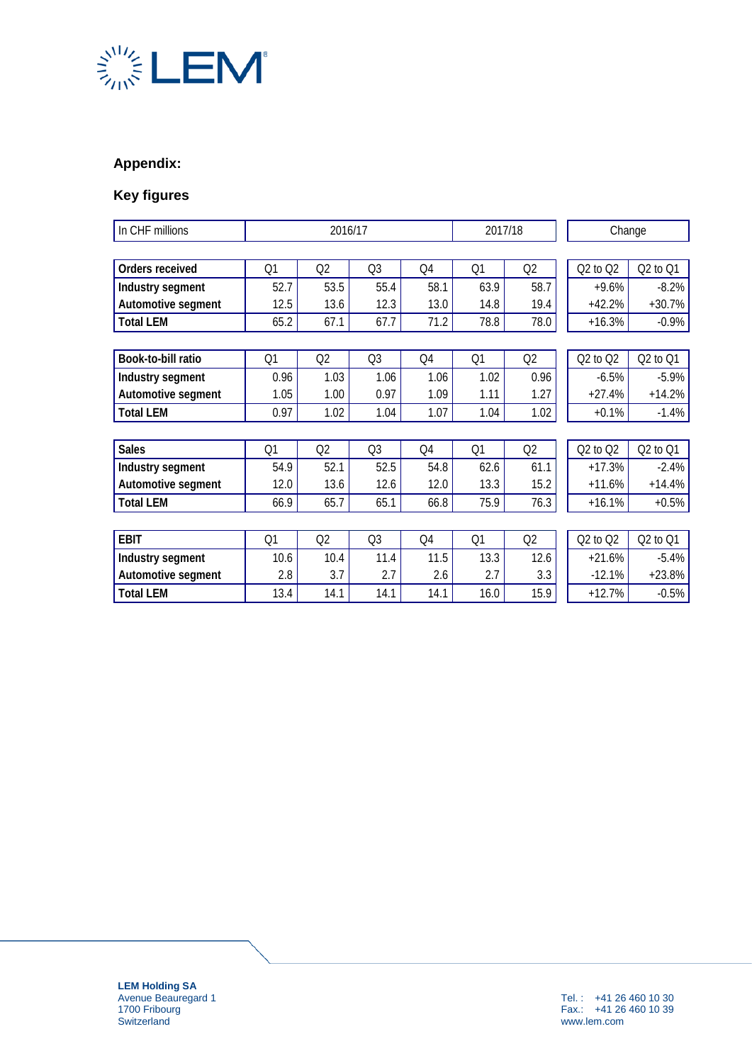## Appendix:

### Key figures

| In CHF millions | 2016/17 | | | | 2017/18 | | Change | |
|---|---|---|---|---|---|---|---|---|
| **Orders received** | Q1 | Q2 | Q3 | Q4 | Q1 | Q2 | Q2 to Q2 | Q2 to Q1 |
| **Industry segment** | 52.7 | 53.5 | 55.4 | 58.1 | 63.9 | 58.7 | +9.6% | -8.2% |
| **Automotive segment** | 12.5 | 13.6 | 12.3 | 13.0 | 14.8 | 19.4 | +42.2% | +30.7% |
| **Total LEM** | 65.2 | 67.1 | 67.7 | 71.2 | 78.8 | 78.0 | +16.3% | -0.9% |
| **Book-to-bill ratio** | Q1 | Q2 | Q3 | Q4 | Q1 | Q2 | Q2 to Q2 | Q2 to Q1 |
| **Industry segment** | 0.96 | 1.03 | 1.06 | 1.06 | 1.02 | 0.96 | -6.5% | -5.9% |
| **Automotive segment** | 1.05 | 1.00 | 0.97 | 1.09 | 1.11 | 1.27 | +27.4% | +14.2% |
| **Total LEM** | 0.97 | 1.02 | 1.04 | 1.07 | 1.04 | 1.02 | +0.1% | -1.4% |
| **Sales** | Q1 | Q2 | Q3 | Q4 | Q1 | Q2 | Q2 to Q2 | Q2 to Q1 |
| **Industry segment** | 54.9 | 52.1 | 52.5 | 54.8 | 62.6 | 61.1 | +17.3% | -2.4% |
| **Automotive segment** | 12.0 | 13.6 | 12.6 | 12.0 | 13.3 | 15.2 | +11.6% | +14.4% |
| **Total LEM** | 66.9 | 65.7 | 65.1 | 66.8 | 75.9 | 76.3 | +16.1% | +0.5% |
| **EBIT** | Q1 | Q2 | Q3 | Q4 | Q1 | Q2 | Q2 to Q2 | Q2 to Q1 |
| **Industry segment** | 10.6 | 10.4 | 11.4 | 11.5 | 13.3 | 12.6 | +21.6% | -5.4% |
| **Automotive segment** | 2.8 | 3.7 | 2.7 | 2.6 | 2.7 | 3.3 | -12.1% | +23.8% |
| **Total LEM** | 13.4 | 14.1 | 14.1 | 14.1 | 16.0 | 15.9 | +12.7% | -0.5% |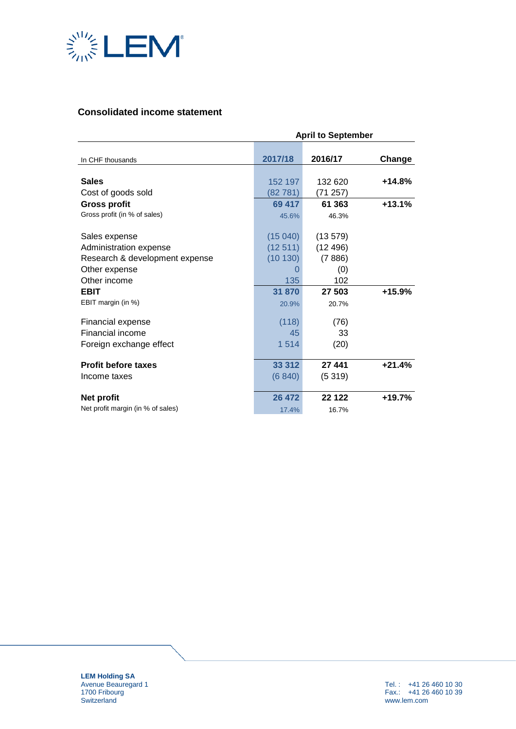## Consolidated income statement

| In CHF thousands | April to September 2017/18 | 2016/17 | Change |
|---|---|---|---|
| **Sales** | 152 197 | 132 620 | **+14.8%** |
| Cost of goods sold | (82 781) | (71 257) | |
| **Gross profit** | **69 417** | **61 363** | **+13.1%** |
| Gross profit (in % of sales) | 45.6% | 46.3% | |
| Sales expense | (15 040) | (13 579) | |
| Administration expense | (12 511) | (12 496) | |
| Research & development expense | (10 130) | (7 886) | |
| Other expense | 0 | (0) | |
| Other income | 135 | 102 | |
| **EBIT** | **31 870** | **27 503** | **+15.9%** |
| EBIT margin (in %) | 20.9% | 20.7% | |
| Financial expense | (118) | (76) | |
| Financial income | 45 | 33 | |
| Foreign exchange effect | 1 514 | (20) | |
| **Profit before taxes** | **33 312** | **27 441** | **+21.4%** |
| Income taxes | (6 840) | (5 319) | |
| **Net profit** | **26 472** | **22 122** | **+19.7%** |
| Net profit margin (in % of sales) | 17.4% | 16.7% | |

**LEM Holding SA**
Avenue Beauregard 1
1700 Fribourg
Switzerland

Tel.: +41 26 460 10 30
Fax.: +41 26 460 10 39
www.lem.com